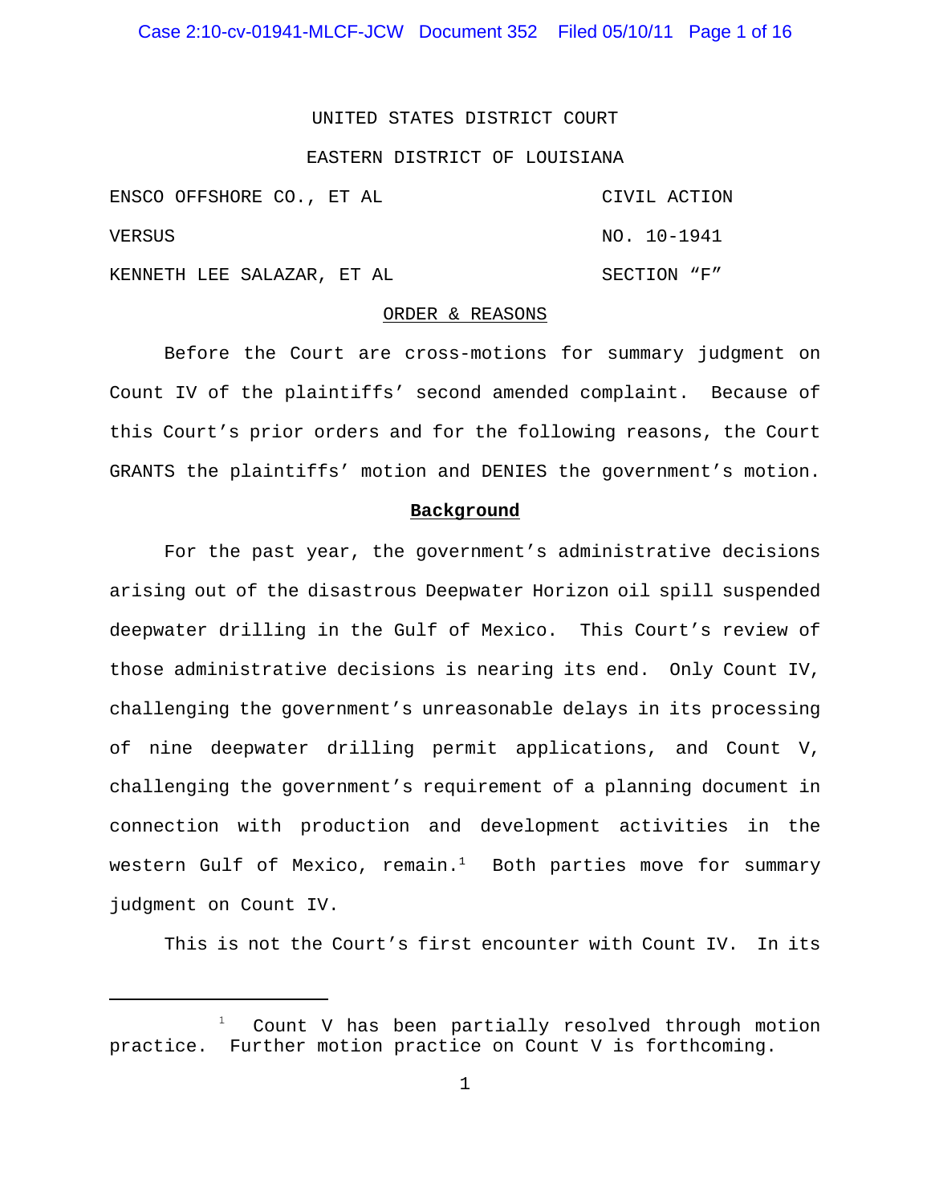UNITED STATES DISTRICT COURT

EASTERN DISTRICT OF LOUISIANA

| | |
|---|---|
| ENSCO OFFSHORE CO., ET AL | CIVIL ACTION |
| VERSUS | NO. 10-1941 |
| KENNETH LEE SALAZAR, ET AL | SECTION "F" |

ORDER & REASONS

Before the Court are cross-motions for summary judgment on Count IV of the plaintiffs' second amended complaint. Because of this Court's prior orders and for the following reasons, the Court GRANTS the plaintiffs' motion and DENIES the government's motion.

**Background**

For the past year, the government's administrative decisions arising out of the disastrous Deepwater Horizon oil spill suspended deepwater drilling in the Gulf of Mexico. This Court's review of those administrative decisions is nearing its end. Only Count IV, challenging the government's unreasonable delays in its processing of nine deepwater drilling permit applications, and Count V, challenging the government's requirement of a planning document in connection with production and development activities in the western Gulf of Mexico, remain.[1] Both parties move for summary judgment on Count IV.

This is not the Court's first encounter with Count IV. In its

[1] Count V has been partially resolved through motion practice. Further motion practice on Count V is forthcoming.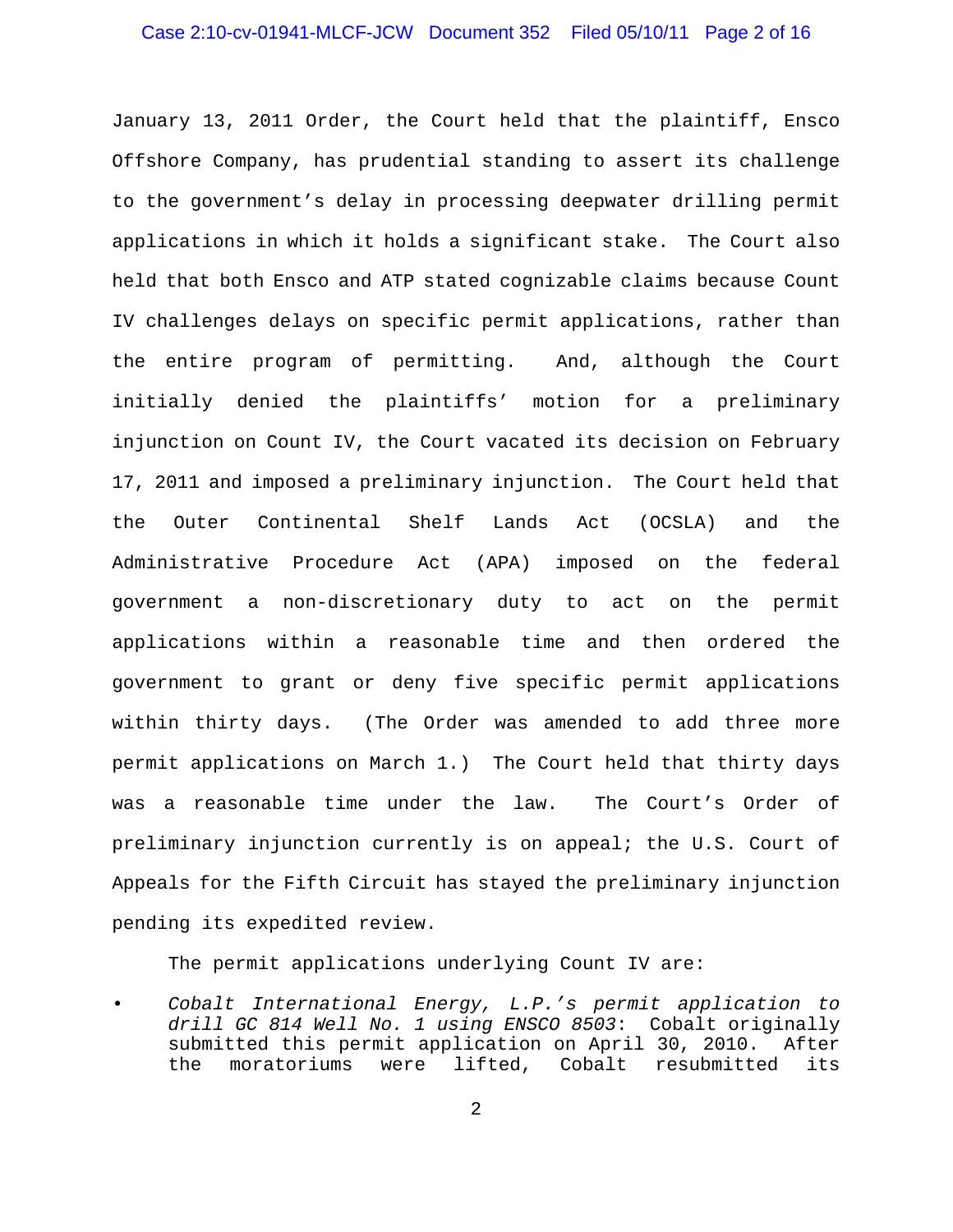January 13, 2011 Order, the Court held that the plaintiff, Ensco Offshore Company, has prudential standing to assert its challenge to the government's delay in processing deepwater drilling permit applications in which it holds a significant stake. The Court also held that both Ensco and ATP stated cognizable claims because Count IV challenges delays on specific permit applications, rather than the entire program of permitting. And, although the Court initially denied the plaintiffs' motion for a preliminary injunction on Count IV, the Court vacated its decision on February 17, 2011 and imposed a preliminary injunction. The Court held that the Outer Continental Shelf Lands Act (OCSLA) and the Administrative Procedure Act (APA) imposed on the federal government a non-discretionary duty to act on the permit applications within a reasonable time and then ordered the government to grant or deny five specific permit applications within thirty days. (The Order was amended to add three more permit applications on March 1.) The Court held that thirty days was a reasonable time under the law. The Court's Order of preliminary injunction currently is on appeal; the U.S. Court of Appeals for the Fifth Circuit has stayed the preliminary injunction pending its expedited review.

The permit applications underlying Count IV are:

- *Cobalt International Energy, L.P.'s permit application to drill GC 814 Well No. 1 using ENSCO 8503*: Cobalt originally submitted this permit application on April 30, 2010. After the moratoriums were lifted, Cobalt resubmitted its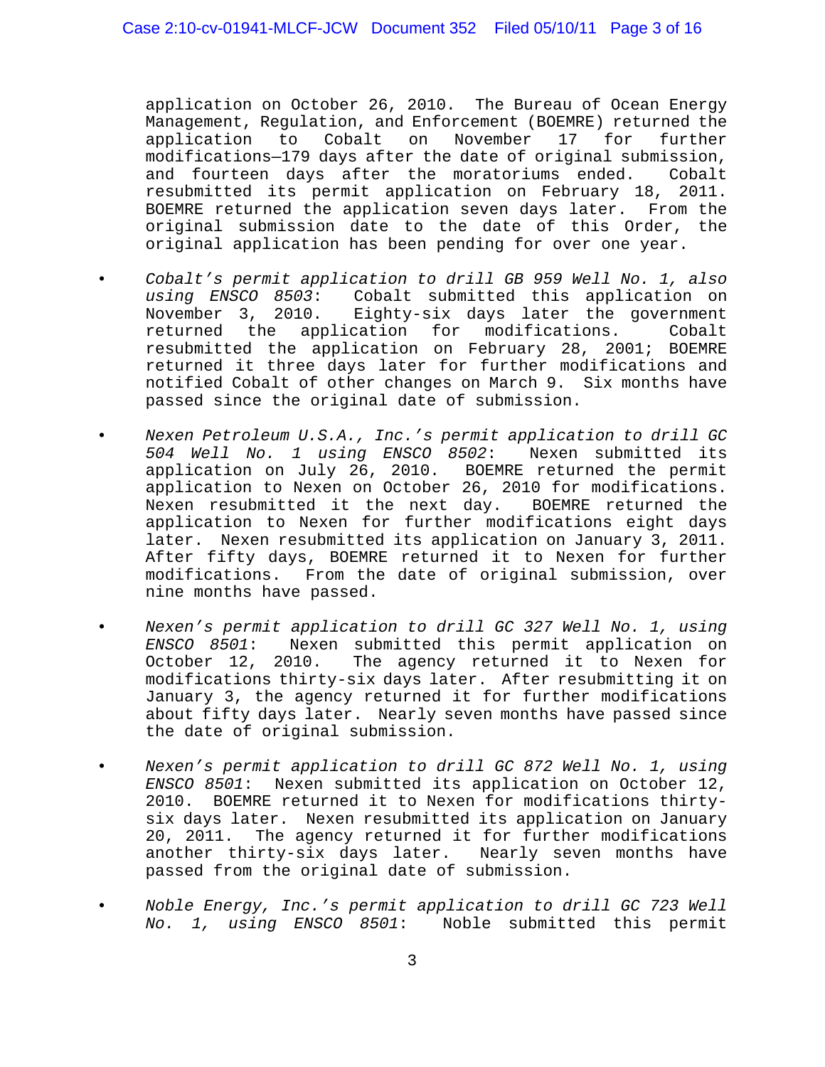application on October 26, 2010. The Bureau of Ocean Energy Management, Regulation, and Enforcement (BOEMRE) returned the application to Cobalt on November 17 for further modifications—179 days after the date of original submission, and fourteen days after the moratoriums ended. Cobalt resubmitted its permit application on February 18, 2011. BOEMRE returned the application seven days later. From the original submission date to the date of this Order, the original application has been pending for over one year.

- *Cobalt's permit application to drill GB 959 Well No. 1, also using ENSCO 8503*: Cobalt submitted this application on November 3, 2010. Eighty-six days later the government returned the application for modifications. Cobalt resubmitted the application on February 28, 2001; BOEMRE returned it three days later for further modifications and notified Cobalt of other changes on March 9. Six months have passed since the original date of submission.

- *Nexen Petroleum U.S.A., Inc.'s permit application to drill GC 504 Well No. 1 using ENSCO 8502*: Nexen submitted its application on July 26, 2010. BOEMRE returned the permit application to Nexen on October 26, 2010 for modifications. Nexen resubmitted it the next day. BOEMRE returned the application to Nexen for further modifications eight days later. Nexen resubmitted its application on January 3, 2011. After fifty days, BOEMRE returned it to Nexen for further modifications. From the date of original submission, over nine months have passed.

- *Nexen's permit application to drill GC 327 Well No. 1, using ENSCO 8501*: Nexen submitted this permit application on October 12, 2010. The agency returned it to Nexen for modifications thirty-six days later. After resubmitting it on January 3, the agency returned it for further modifications about fifty days later. Nearly seven months have passed since the date of original submission.

- *Nexen's permit application to drill GC 872 Well No. 1, using ENSCO 8501*: Nexen submitted its application on October 12, 2010. BOEMRE returned it to Nexen for modifications thirty-six days later. Nexen resubmitted its application on January 20, 2011. The agency returned it for further modifications another thirty-six days later. Nearly seven months have passed from the original date of submission.

- *Noble Energy, Inc.'s permit application to drill GC 723 Well No. 1, using ENSCO 8501*: Noble submitted this permit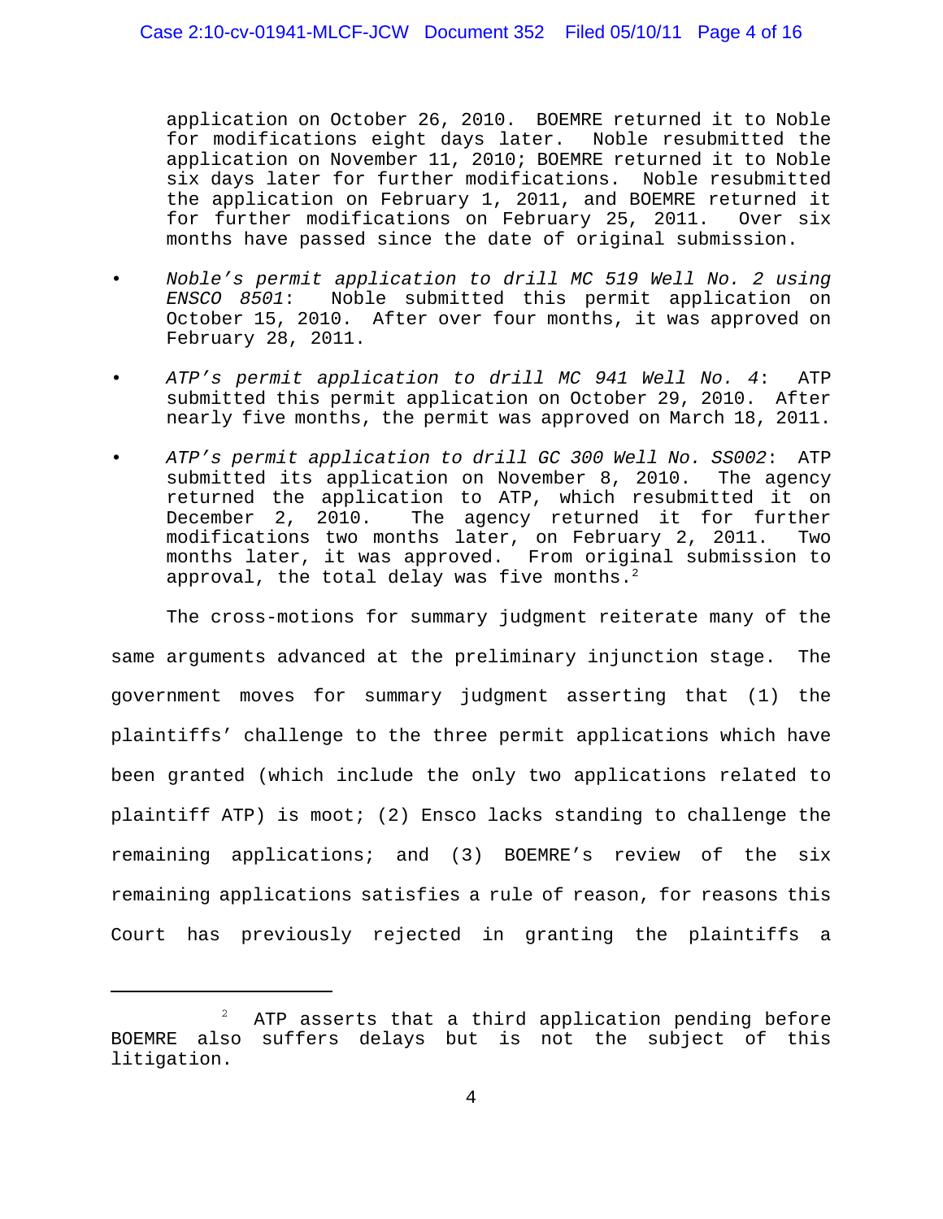application on October 26, 2010. BOEMRE returned it to Noble for modifications eight days later. Noble resubmitted the application on November 11, 2010; BOEMRE returned it to Noble six days later for further modifications. Noble resubmitted the application on February 1, 2011, and BOEMRE returned it for further modifications on February 25, 2011. Over six months have passed since the date of original submission.

- *Noble's permit application to drill MC 519 Well No. 2 using ENSCO 8501*: Noble submitted this permit application on October 15, 2010. After over four months, it was approved on February 28, 2011.

- *ATP's permit application to drill MC 941 Well No. 4*: ATP submitted this permit application on October 29, 2010. After nearly five months, the permit was approved on March 18, 2011.

- *ATP's permit application to drill GC 300 Well No. SS002*: ATP submitted its application on November 8, 2010. The agency returned the application to ATP, which resubmitted it on December 2, 2010. The agency returned it for further modifications two months later, on February 2, 2011. Two months later, it was approved. From original submission to approval, the total delay was five months.[2]

The cross-motions for summary judgment reiterate many of the same arguments advanced at the preliminary injunction stage. The government moves for summary judgment asserting that (1) the plaintiffs' challenge to the three permit applications which have been granted (which include the only two applications related to plaintiff ATP) is moot; (2) Ensco lacks standing to challenge the remaining applications; and (3) BOEMRE's review of the six remaining applications satisfies a rule of reason, for reasons this Court has previously rejected in granting the plaintiffs a

---

[2] ATP asserts that a third application pending before BOEMRE also suffers delays but is not the subject of this litigation.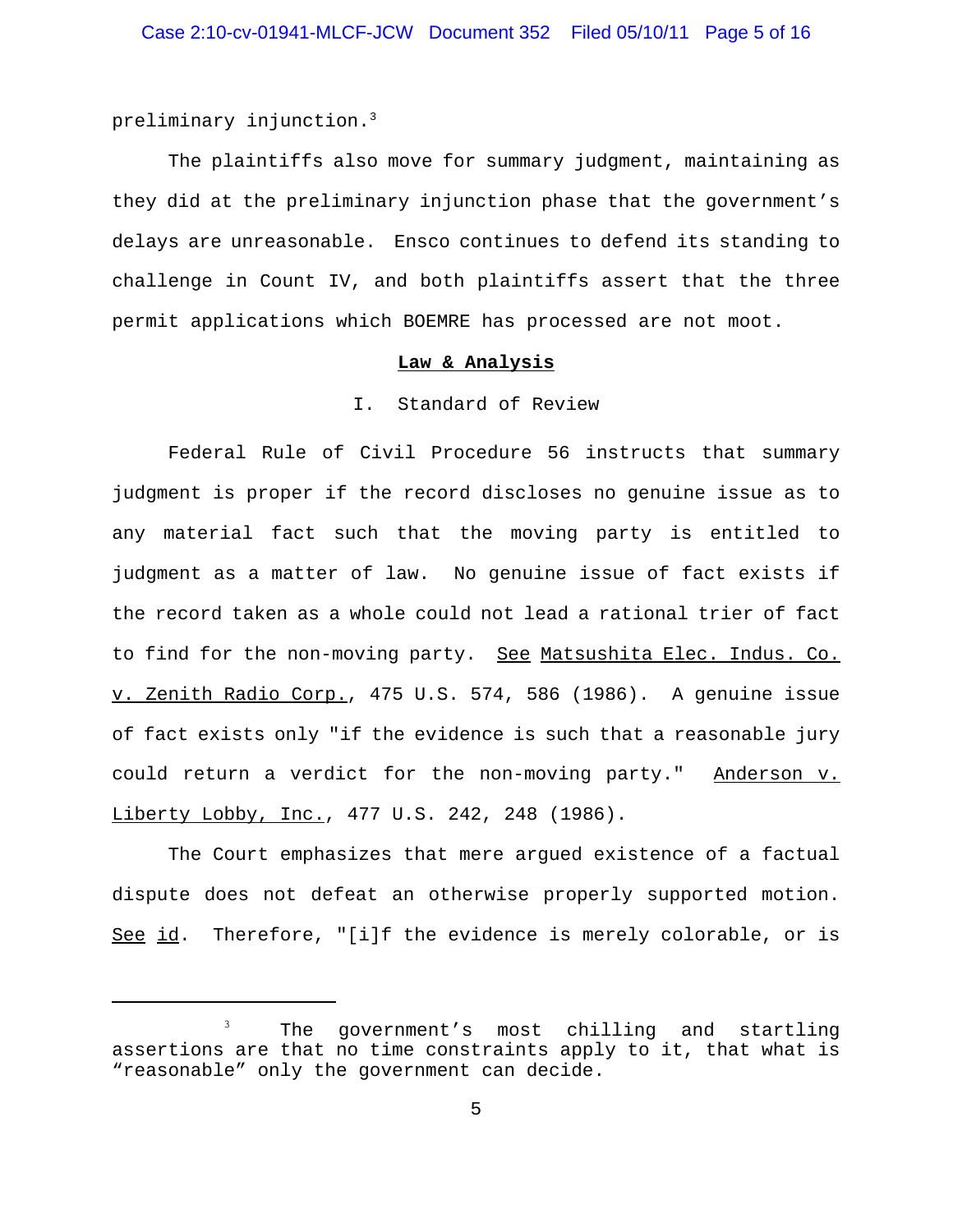preliminary injunction.[3]

The plaintiffs also move for summary judgment, maintaining as they did at the preliminary injunction phase that the government's delays are unreasonable. Ensco continues to defend its standing to challenge in Count IV, and both plaintiffs assert that the three permit applications which BOEMRE has processed are not moot.

## Law & Analysis

### I. Standard of Review

Federal Rule of Civil Procedure 56 instructs that summary judgment is proper if the record discloses no genuine issue as to any material fact such that the moving party is entitled to judgment as a matter of law. No genuine issue of fact exists if the record taken as a whole could not lead a rational trier of fact to find for the non-moving party. See Matsushita Elec. Indus. Co. v. Zenith Radio Corp., 475 U.S. 574, 586 (1986). A genuine issue of fact exists only "if the evidence is such that a reasonable jury could return a verdict for the non-moving party." Anderson v. Liberty Lobby, Inc., 477 U.S. 242, 248 (1986).

The Court emphasizes that mere argued existence of a factual dispute does not defeat an otherwise properly supported motion. See id. Therefore, "[i]f the evidence is merely colorable, or is

---

[3] The government's most chilling and startling assertions are that no time constraints apply to it, that what is "reasonable" only the government can decide.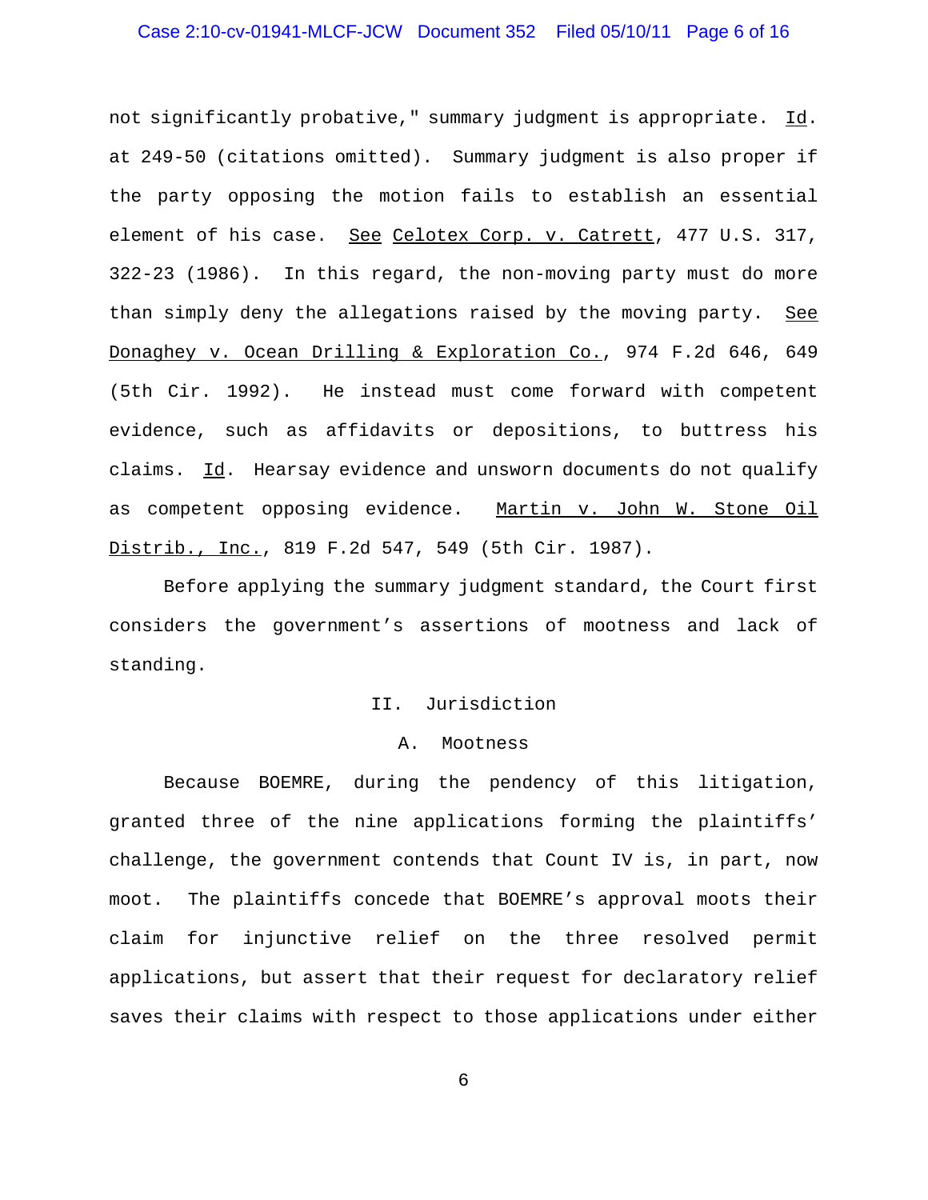not significantly probative," summary judgment is appropriate. Id. at 249-50 (citations omitted). Summary judgment is also proper if the party opposing the motion fails to establish an essential element of his case. See Celotex Corp. v. Catrett, 477 U.S. 317, 322-23 (1986). In this regard, the non-moving party must do more than simply deny the allegations raised by the moving party. See Donaghey v. Ocean Drilling & Exploration Co., 974 F.2d 646, 649 (5th Cir. 1992). He instead must come forward with competent evidence, such as affidavits or depositions, to buttress his claims. Id. Hearsay evidence and unsworn documents do not qualify as competent opposing evidence. Martin v. John W. Stone Oil Distrib., Inc., 819 F.2d 547, 549 (5th Cir. 1987).

Before applying the summary judgment standard, the Court first considers the government's assertions of mootness and lack of standing.

## II. Jurisdiction

### A. Mootness

Because BOEMRE, during the pendency of this litigation, granted three of the nine applications forming the plaintiffs' challenge, the government contends that Count IV is, in part, now moot. The plaintiffs concede that BOEMRE's approval moots their claim for injunctive relief on the three resolved permit applications, but assert that their request for declaratory relief saves their claims with respect to those applications under either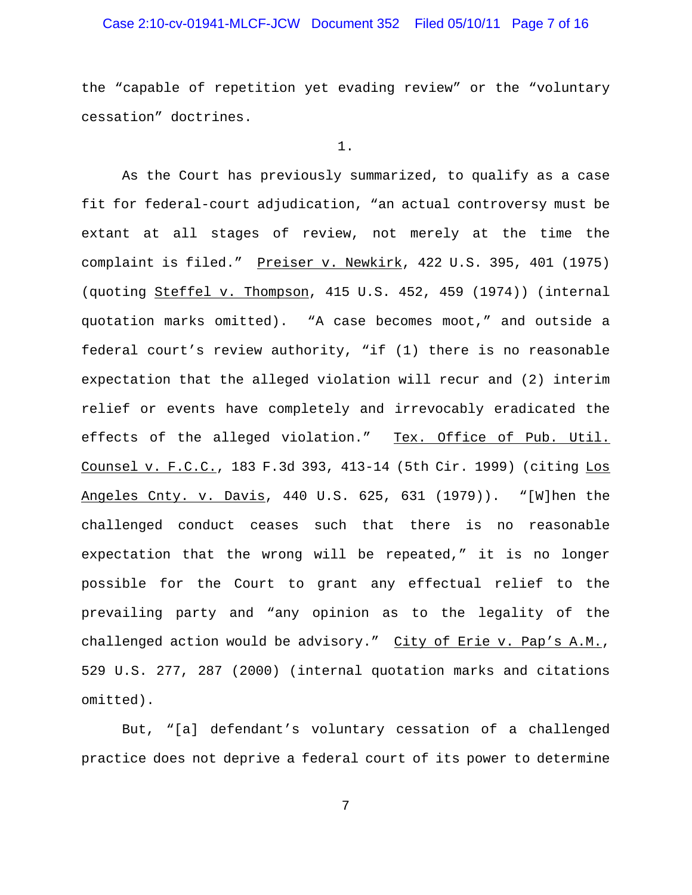the "capable of repetition yet evading review" or the "voluntary cessation" doctrines.

1.

As the Court has previously summarized, to qualify as a case fit for federal-court adjudication, "an actual controversy must be extant at all stages of review, not merely at the time the complaint is filed." Preiser v. Newkirk, 422 U.S. 395, 401 (1975) (quoting Steffel v. Thompson, 415 U.S. 452, 459 (1974)) (internal quotation marks omitted). "A case becomes moot," and outside a federal court's review authority, "if (1) there is no reasonable expectation that the alleged violation will recur and (2) interim relief or events have completely and irrevocably eradicated the effects of the alleged violation." Tex. Office of Pub. Util. Counsel v. F.C.C., 183 F.3d 393, 413-14 (5th Cir. 1999) (citing Los Angeles Cnty. v. Davis, 440 U.S. 625, 631 (1979)). "[W]hen the challenged conduct ceases such that there is no reasonable expectation that the wrong will be repeated," it is no longer possible for the Court to grant any effectual relief to the prevailing party and "any opinion as to the legality of the challenged action would be advisory." City of Erie v. Pap's A.M., 529 U.S. 277, 287 (2000) (internal quotation marks and citations omitted).

But, "[a] defendant's voluntary cessation of a challenged practice does not deprive a federal court of its power to determine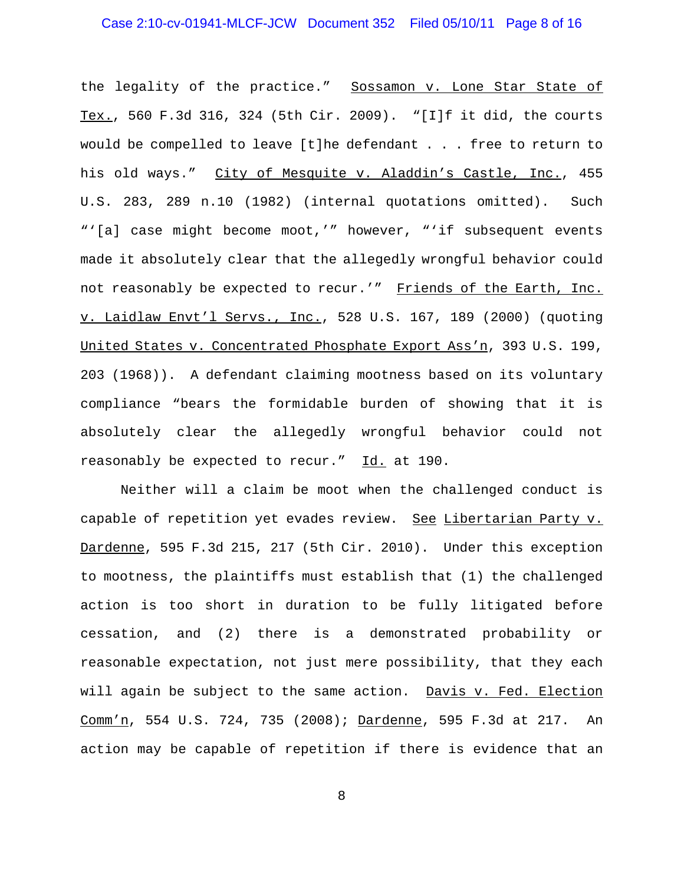the legality of the practice." Sossamon v. Lone Star State of Tex., 560 F.3d 316, 324 (5th Cir. 2009). "[I]f it did, the courts would be compelled to leave [t]he defendant . . . free to return to his old ways." City of Mesquite v. Aladdin's Castle, Inc., 455 U.S. 283, 289 n.10 (1982) (internal quotations omitted). Such "'[a] case might become moot,'" however, "'if subsequent events made it absolutely clear that the allegedly wrongful behavior could not reasonably be expected to recur.'" Friends of the Earth, Inc. v. Laidlaw Envt'l Servs., Inc., 528 U.S. 167, 189 (2000) (quoting United States v. Concentrated Phosphate Export Ass'n, 393 U.S. 199, 203 (1968)). A defendant claiming mootness based on its voluntary compliance "bears the formidable burden of showing that it is absolutely clear the allegedly wrongful behavior could not reasonably be expected to recur." Id. at 190.

Neither will a claim be moot when the challenged conduct is capable of repetition yet evades review. See Libertarian Party v. Dardenne, 595 F.3d 215, 217 (5th Cir. 2010). Under this exception to mootness, the plaintiffs must establish that (1) the challenged action is too short in duration to be fully litigated before cessation, and (2) there is a demonstrated probability or reasonable expectation, not just mere possibility, that they each will again be subject to the same action. Davis v. Fed. Election Comm'n, 554 U.S. 724, 735 (2008); Dardenne, 595 F.3d at 217. An action may be capable of repetition if there is evidence that an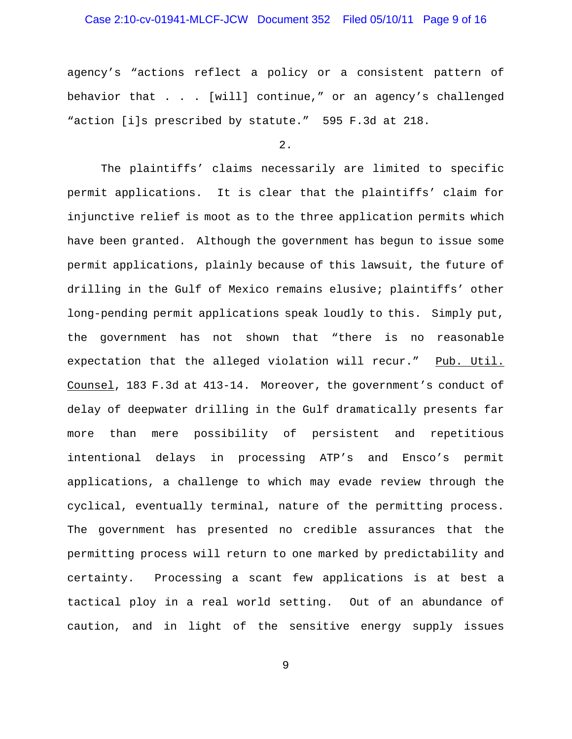agency's "actions reflect a policy or a consistent pattern of behavior that . . . [will] continue," or an agency's challenged "action [i]s prescribed by statute." 595 F.3d at 218.

2.

The plaintiffs' claims necessarily are limited to specific permit applications. It is clear that the plaintiffs' claim for injunctive relief is moot as to the three application permits which have been granted. Although the government has begun to issue some permit applications, plainly because of this lawsuit, the future of drilling in the Gulf of Mexico remains elusive; plaintiffs' other long-pending permit applications speak loudly to this. Simply put, the government has not shown that "there is no reasonable expectation that the alleged violation will recur." Pub. Util. Counsel, 183 F.3d at 413-14. Moreover, the government's conduct of delay of deepwater drilling in the Gulf dramatically presents far more than mere possibility of persistent and repetitious intentional delays in processing ATP's and Ensco's permit applications, a challenge to which may evade review through the cyclical, eventually terminal, nature of the permitting process. The government has presented no credible assurances that the permitting process will return to one marked by predictability and certainty. Processing a scant few applications is at best a tactical ploy in a real world setting. Out of an abundance of caution, and in light of the sensitive energy supply issues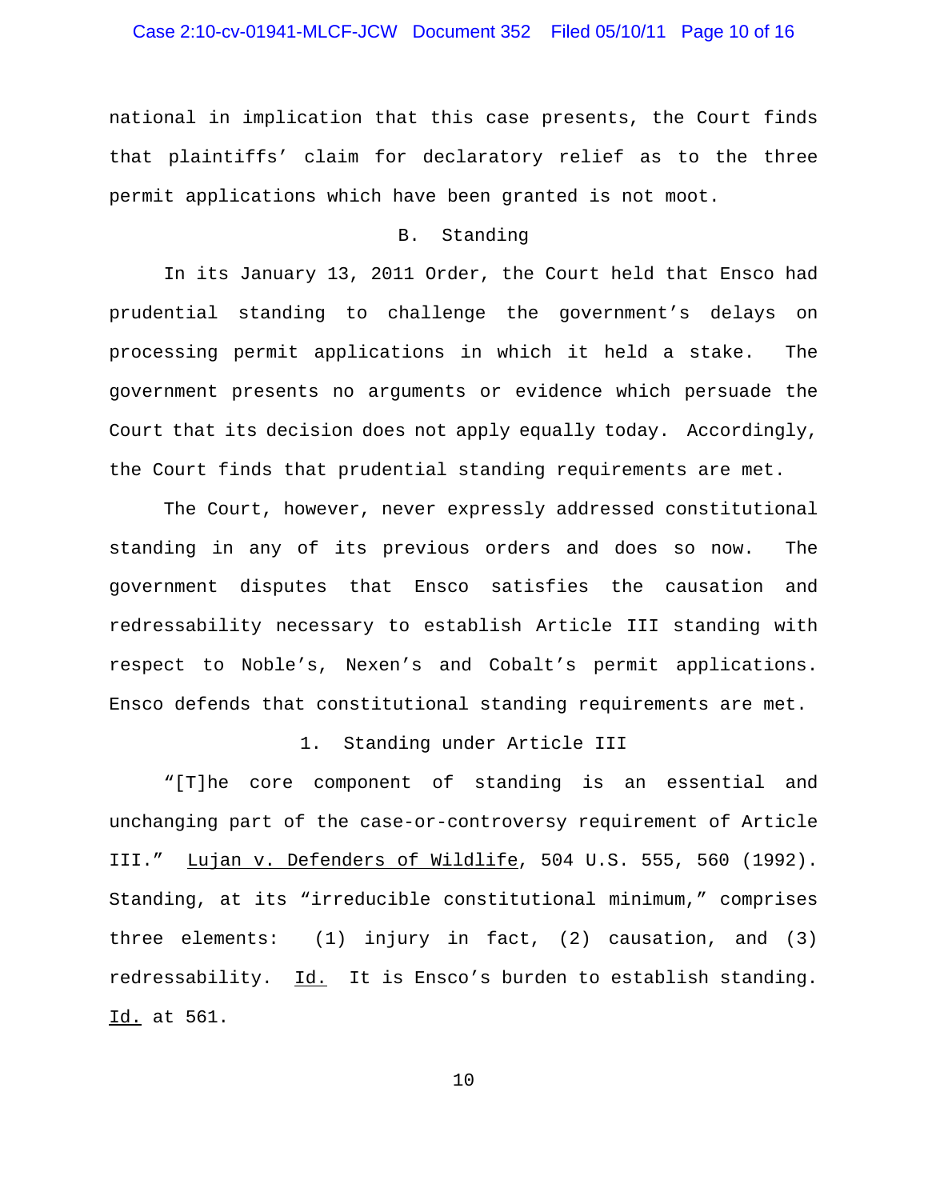national in implication that this case presents, the Court finds that plaintiffs' claim for declaratory relief as to the three permit applications which have been granted is not moot.

### B. Standing

In its January 13, 2011 Order, the Court held that Ensco had prudential standing to challenge the government's delays on processing permit applications in which it held a stake. The government presents no arguments or evidence which persuade the Court that its decision does not apply equally today. Accordingly, the Court finds that prudential standing requirements are met.

The Court, however, never expressly addressed constitutional standing in any of its previous orders and does so now. The government disputes that Ensco satisfies the causation and redressability necessary to establish Article III standing with respect to Noble's, Nexen's and Cobalt's permit applications. Ensco defends that constitutional standing requirements are met.

#### 1. Standing under Article III

"[T]he core component of standing is an essential and unchanging part of the case-or-controversy requirement of Article III." Lujan v. Defenders of Wildlife, 504 U.S. 555, 560 (1992). Standing, at its "irreducible constitutional minimum," comprises three elements: (1) injury in fact, (2) causation, and (3) redressability. Id. It is Ensco's burden to establish standing. Id. at 561.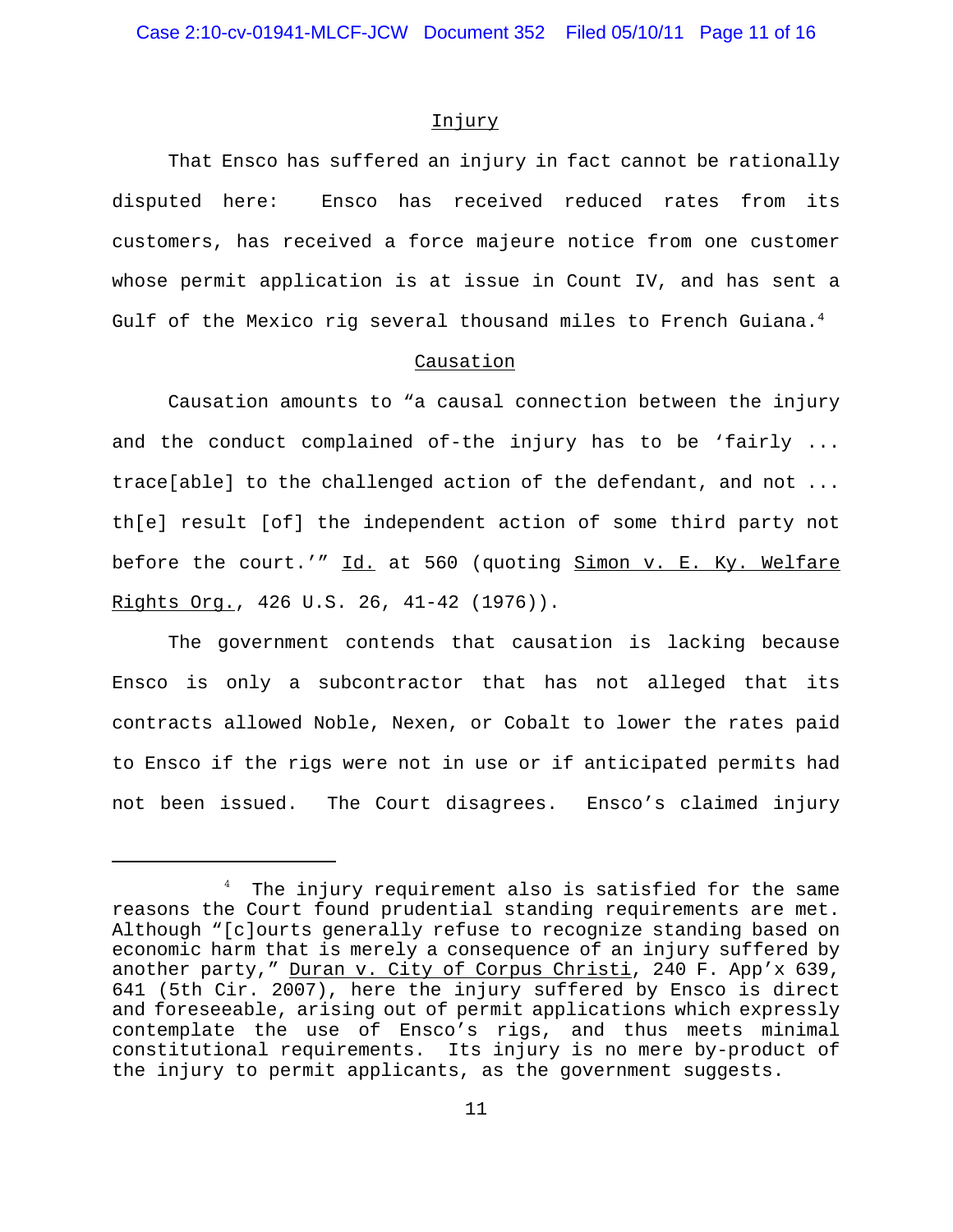## Injury

That Ensco has suffered an injury in fact cannot be rationally disputed here: Ensco has received reduced rates from its customers, has received a force majeure notice from one customer whose permit application is at issue in Count IV, and has sent a Gulf of the Mexico rig several thousand miles to French Guiana.[4]

## Causation

Causation amounts to "a causal connection between the injury and the conduct complained of-the injury has to be 'fairly ... trace[able] to the challenged action of the defendant, and not ... th[e] result [of] the independent action of some third party not before the court.'" Id. at 560 (quoting Simon v. E. Ky. Welfare Rights Org., 426 U.S. 26, 41-42 (1976)).

The government contends that causation is lacking because Ensco is only a subcontractor that has not alleged that its contracts allowed Noble, Nexen, or Cobalt to lower the rates paid to Ensco if the rigs were not in use or if anticipated permits had not been issued. The Court disagrees. Ensco's claimed injury

---

[4] The injury requirement also is satisfied for the same reasons the Court found prudential standing requirements are met. Although "[c]ourts generally refuse to recognize standing based on economic harm that is merely a consequence of an injury suffered by another party," Duran v. City of Corpus Christi, 240 F. App'x 639, 641 (5th Cir. 2007), here the injury suffered by Ensco is direct and foreseeable, arising out of permit applications which expressly contemplate the use of Ensco's rigs, and thus meets minimal constitutional requirements. Its injury is no mere by-product of the injury to permit applicants, as the government suggests.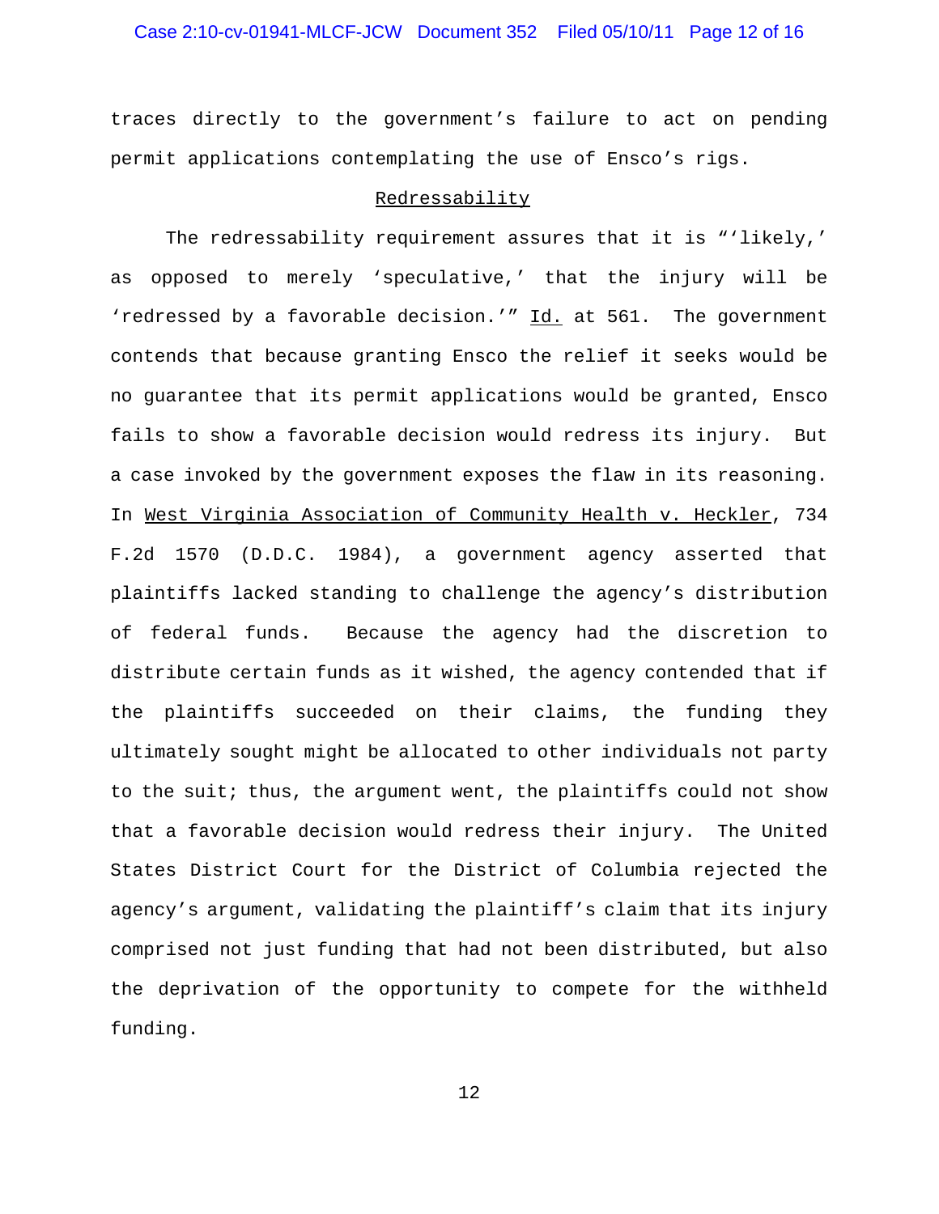traces directly to the government's failure to act on pending permit applications contemplating the use of Ensco's rigs.

Redressability

The redressability requirement assures that it is "'likely,' as opposed to merely 'speculative,' that the injury will be 'redressed by a favorable decision.'" Id. at 561. The government contends that because granting Ensco the relief it seeks would be no guarantee that its permit applications would be granted, Ensco fails to show a favorable decision would redress its injury. But a case invoked by the government exposes the flaw in its reasoning. In West Virginia Association of Community Health v. Heckler, 734 F.2d 1570 (D.D.C. 1984), a government agency asserted that plaintiffs lacked standing to challenge the agency's distribution of federal funds. Because the agency had the discretion to distribute certain funds as it wished, the agency contended that if the plaintiffs succeeded on their claims, the funding they ultimately sought might be allocated to other individuals not party to the suit; thus, the argument went, the plaintiffs could not show that a favorable decision would redress their injury. The United States District Court for the District of Columbia rejected the agency's argument, validating the plaintiff's claim that its injury comprised not just funding that had not been distributed, but also the deprivation of the opportunity to compete for the withheld funding.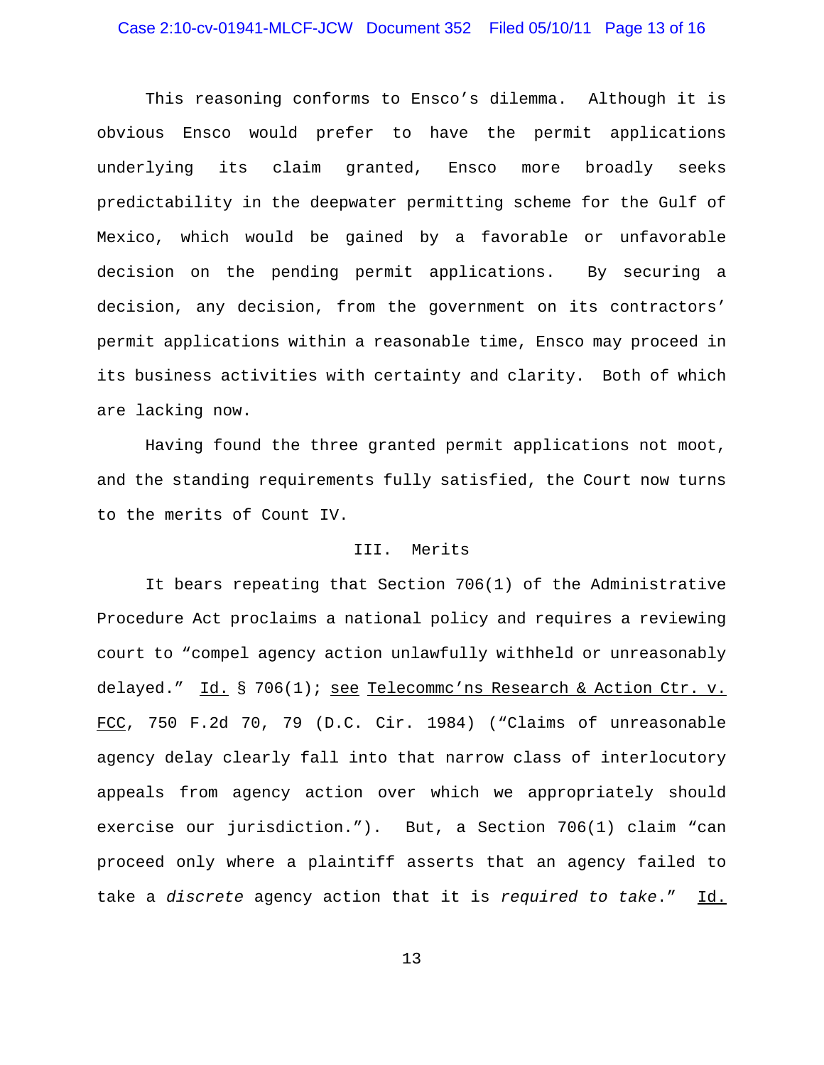This reasoning conforms to Ensco's dilemma. Although it is obvious Ensco would prefer to have the permit applications underlying its claim granted, Ensco more broadly seeks predictability in the deepwater permitting scheme for the Gulf of Mexico, which would be gained by a favorable or unfavorable decision on the pending permit applications. By securing a decision, any decision, from the government on its contractors' permit applications within a reasonable time, Ensco may proceed in its business activities with certainty and clarity. Both of which are lacking now.

Having found the three granted permit applications not moot, and the standing requirements fully satisfied, the Court now turns to the merits of Count IV.

## III. Merits

It bears repeating that Section 706(1) of the Administrative Procedure Act proclaims a national policy and requires a reviewing court to "compel agency action unlawfully withheld or unreasonably delayed." Id. § 706(1); see Telecommc'ns Research & Action Ctr. v. FCC, 750 F.2d 70, 79 (D.C. Cir. 1984) ("Claims of unreasonable agency delay clearly fall into that narrow class of interlocutory appeals from agency action over which we appropriately should exercise our jurisdiction."). But, a Section 706(1) claim "can proceed only where a plaintiff asserts that an agency failed to take a *discrete* agency action that it is *required to take*." Id.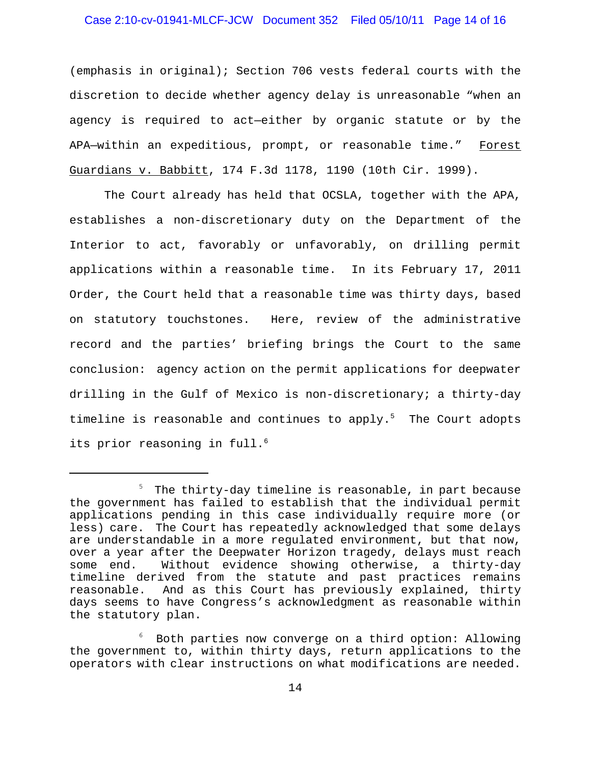(emphasis in original); Section 706 vests federal courts with the discretion to decide whether agency delay is unreasonable "when an agency is required to act—either by organic statute or by the APA—within an expeditious, prompt, or reasonable time." Forest Guardians v. Babbitt, 174 F.3d 1178, 1190 (10th Cir. 1999).

The Court already has held that OCSLA, together with the APA, establishes a non-discretionary duty on the Department of the Interior to act, favorably or unfavorably, on drilling permit applications within a reasonable time. In its February 17, 2011 Order, the Court held that a reasonable time was thirty days, based on statutory touchstones. Here, review of the administrative record and the parties' briefing brings the Court to the same conclusion: agency action on the permit applications for deepwater drilling in the Gulf of Mexico is non-discretionary; a thirty-day timeline is reasonable and continues to apply.[5] The Court adopts its prior reasoning in full.[6]

---

[5] The thirty-day timeline is reasonable, in part because the government has failed to establish that the individual permit applications pending in this case individually require more (or less) care. The Court has repeatedly acknowledged that some delays are understandable in a more regulated environment, but that now, over a year after the Deepwater Horizon tragedy, delays must reach some end. Without evidence showing otherwise, a thirty-day timeline derived from the statute and past practices remains reasonable. And as this Court has previously explained, thirty days seems to have Congress's acknowledgment as reasonable within the statutory plan.

[6] Both parties now converge on a third option: Allowing the government to, within thirty days, return applications to the operators with clear instructions on what modifications are needed.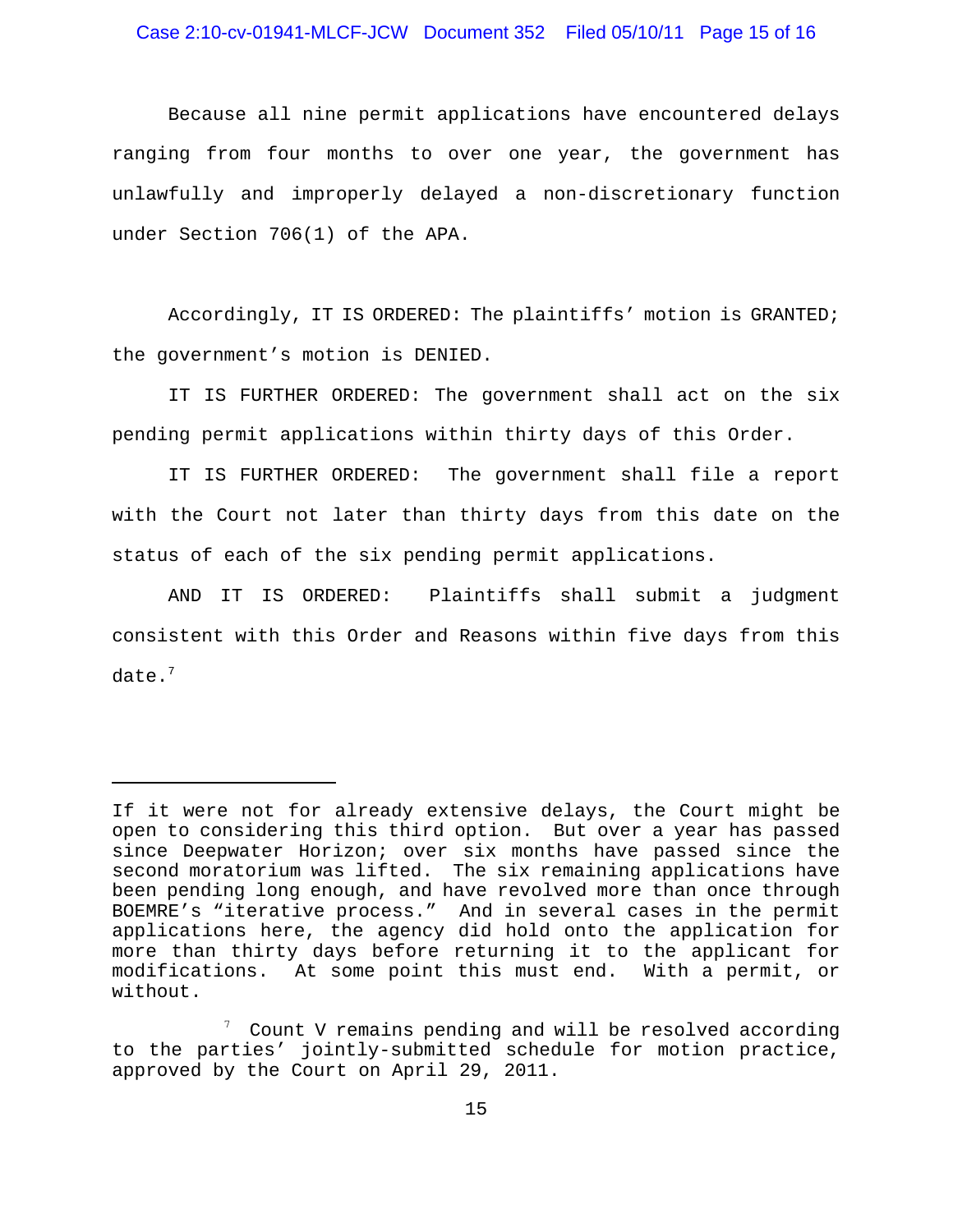Because all nine permit applications have encountered delays ranging from four months to over one year, the government has unlawfully and improperly delayed a non-discretionary function under Section 706(1) of the APA.

Accordingly, IT IS ORDERED: The plaintiffs' motion is GRANTED; the government's motion is DENIED.

IT IS FURTHER ORDERED: The government shall act on the six pending permit applications within thirty days of this Order.

IT IS FURTHER ORDERED: The government shall file a report with the Court not later than thirty days from this date on the status of each of the six pending permit applications.

AND IT IS ORDERED: Plaintiffs shall submit a judgment consistent with this Order and Reasons within five days from this date.[7]

---

If it were not for already extensive delays, the Court might be open to considering this third option. But over a year has passed since Deepwater Horizon; over six months have passed since the second moratorium was lifted. The six remaining applications have been pending long enough, and have revolved more than once through BOEMRE's "iterative process." And in several cases in the permit applications here, the agency did hold onto the application for more than thirty days before returning it to the applicant for modifications. At some point this must end. With a permit, or without.

[7] Count V remains pending and will be resolved according to the parties' jointly-submitted schedule for motion practice, approved by the Court on April 29, 2011.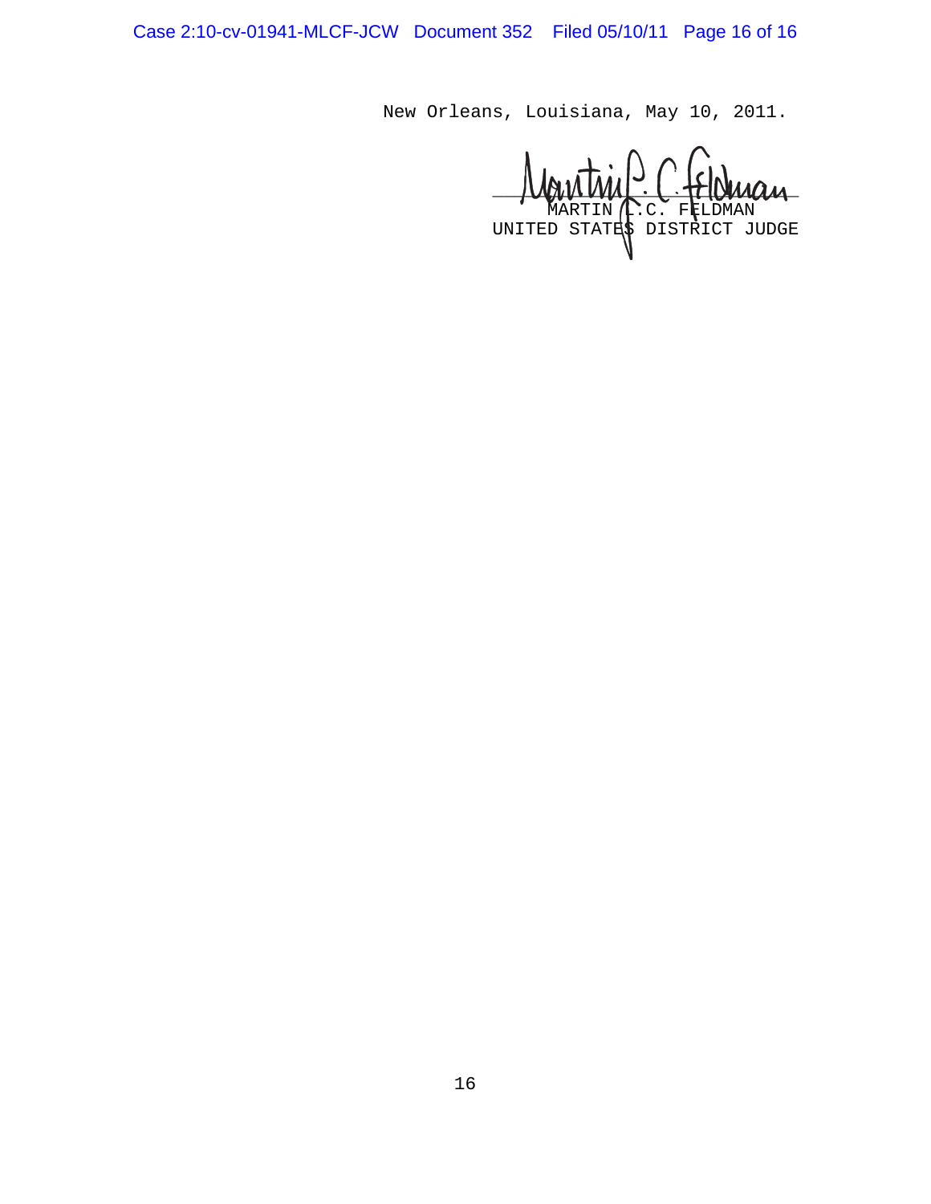New Orleans, Louisiana, May 10, 2011.

MARTIN L.C. FELDMAN
UNITED STATES DISTRICT JUDGE